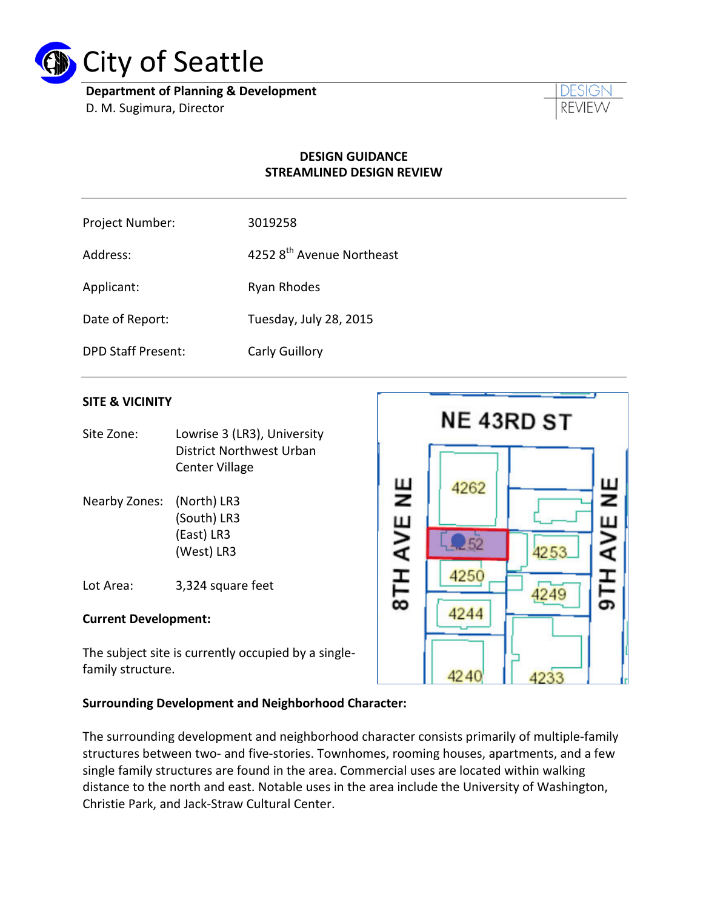# City of Seattle

**Department of Planning & Development**
D. M. Sugimura, Director

DESIGN REVIEW

**DESIGN GUIDANCE**
**STREAMLINED DESIGN REVIEW**

| | |
|---|---|
| Project Number: | 3019258 |
| Address: | 4252 8th Avenue Northeast |
| Applicant: | Ryan Rhodes |
| Date of Report: | Tuesday, July 28, 2015 |
| DPD Staff Present: | Carly Guillory |

**SITE & VICINITY**

Site Zone: Lowrise 3 (LR3), University District Northwest Urban Center Village

Nearby Zones: (North) LR3
(South) LR3
(East) LR3
(West) LR3

Lot Area: 3,324 square feet

**Current Development:**

The subject site is currently occupied by a single-family structure.

**Surrounding Development and Neighborhood Character:**

The surrounding development and neighborhood character consists primarily of multiple-family structures between two- and five-stories. Townhomes, rooming houses, apartments, and a few single family structures are found in the area. Commercial uses are located within walking distance to the north and east. Notable uses in the area include the University of Washington, Christie Park, and Jack-Straw Cultural Center.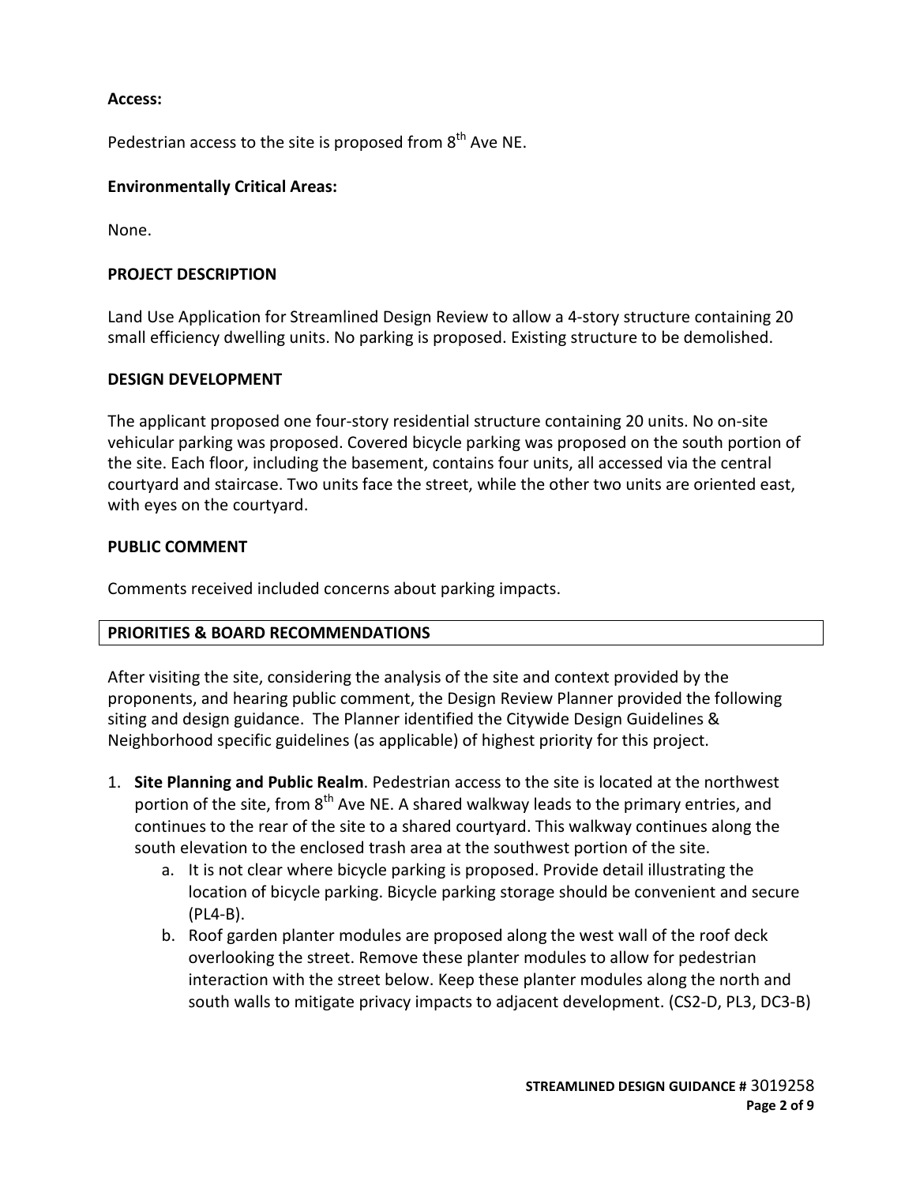**Access:**

Pedestrian access to the site is proposed from 8th Ave NE.

**Environmentally Critical Areas:**

None.

## PROJECT DESCRIPTION

Land Use Application for Streamlined Design Review to allow a 4-story structure containing 20 small efficiency dwelling units. No parking is proposed. Existing structure to be demolished.

## DESIGN DEVELOPMENT

The applicant proposed one four-story residential structure containing 20 units. No on-site vehicular parking was proposed. Covered bicycle parking was proposed on the south portion of the site. Each floor, including the basement, contains four units, all accessed via the central courtyard and staircase. Two units face the street, while the other two units are oriented east, with eyes on the courtyard.

## PUBLIC COMMENT

Comments received included concerns about parking impacts.

## PRIORITIES & BOARD RECOMMENDATIONS

After visiting the site, considering the analysis of the site and context provided by the proponents, and hearing public comment, the Design Review Planner provided the following siting and design guidance. The Planner identified the Citywide Design Guidelines & Neighborhood specific guidelines (as applicable) of highest priority for this project.

1. **Site Planning and Public Realm**. Pedestrian access to the site is located at the northwest portion of the site, from 8th Ave NE. A shared walkway leads to the primary entries, and continues to the rear of the site to a shared courtyard. This walkway continues along the south elevation to the enclosed trash area at the southwest portion of the site.
    a. It is not clear where bicycle parking is proposed. Provide detail illustrating the location of bicycle parking. Bicycle parking storage should be convenient and secure (PL4-B).
    b. Roof garden planter modules are proposed along the west wall of the roof deck overlooking the street. Remove these planter modules to allow for pedestrian interaction with the street below. Keep these planter modules along the north and south walls to mitigate privacy impacts to adjacent development. (CS2-D, PL3, DC3-B)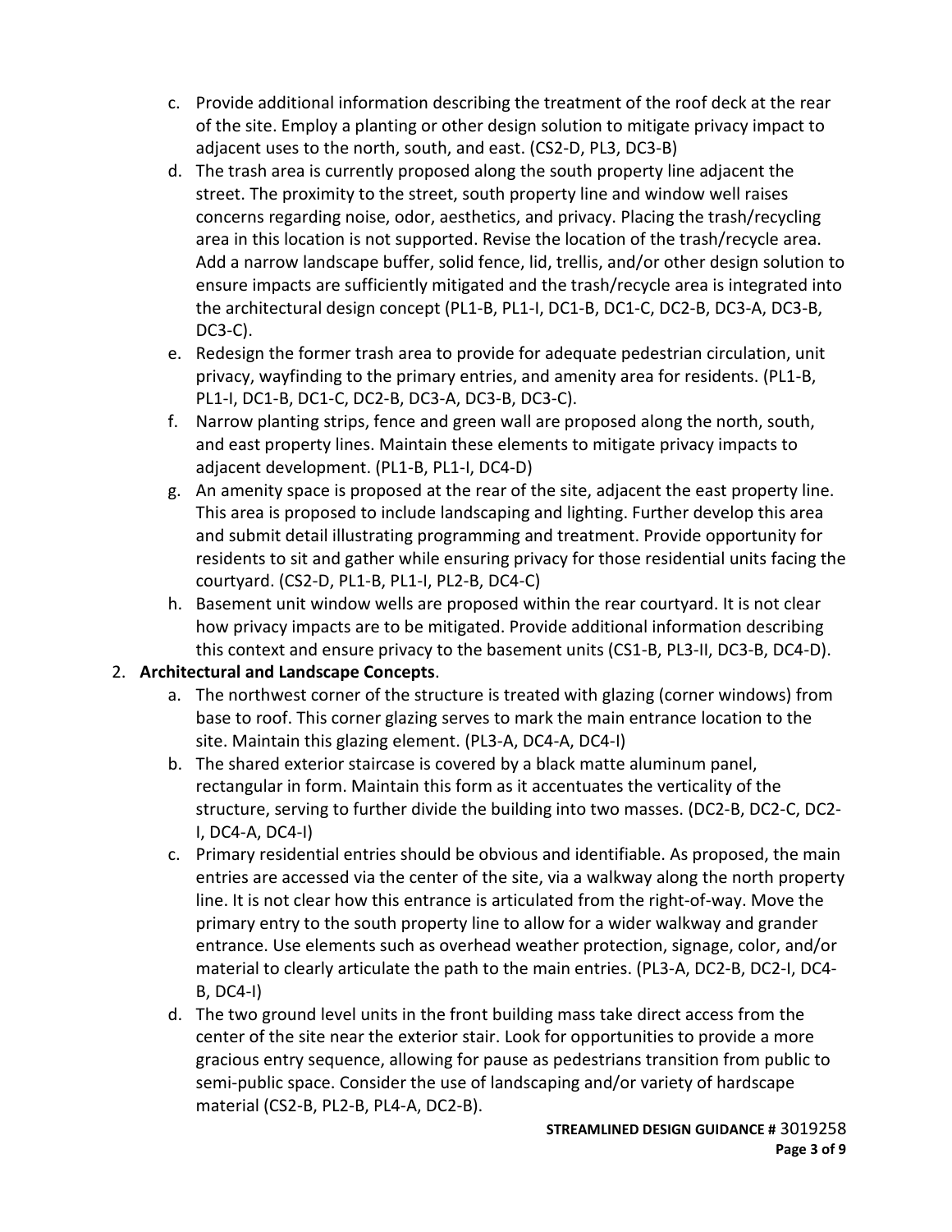c. Provide additional information describing the treatment of the roof deck at the rear of the site. Employ a planting or other design solution to mitigate privacy impact to adjacent uses to the north, south, and east. (CS2-D, PL3, DC3-B)

d. The trash area is currently proposed along the south property line adjacent the street. The proximity to the street, south property line and window well raises concerns regarding noise, odor, aesthetics, and privacy. Placing the trash/recycling area in this location is not supported. Revise the location of the trash/recycle area. Add a narrow landscape buffer, solid fence, lid, trellis, and/or other design solution to ensure impacts are sufficiently mitigated and the trash/recycle area is integrated into the architectural design concept (PL1-B, PL1-I, DC1-B, DC1-C, DC2-B, DC3-A, DC3-B, DC3-C).

e. Redesign the former trash area to provide for adequate pedestrian circulation, unit privacy, wayfinding to the primary entries, and amenity area for residents. (PL1-B, PL1-I, DC1-B, DC1-C, DC2-B, DC3-A, DC3-B, DC3-C).

f. Narrow planting strips, fence and green wall are proposed along the north, south, and east property lines. Maintain these elements to mitigate privacy impacts to adjacent development. (PL1-B, PL1-I, DC4-D)

g. An amenity space is proposed at the rear of the site, adjacent the east property line. This area is proposed to include landscaping and lighting. Further develop this area and submit detail illustrating programming and treatment. Provide opportunity for residents to sit and gather while ensuring privacy for those residential units facing the courtyard. (CS2-D, PL1-B, PL1-I, PL2-B, DC4-C)

h. Basement unit window wells are proposed within the rear courtyard. It is not clear how privacy impacts are to be mitigated. Provide additional information describing this context and ensure privacy to the basement units (CS1-B, PL3-II, DC3-B, DC4-D).

2. **Architectural and Landscape Concepts**.

   a. The northwest corner of the structure is treated with glazing (corner windows) from base to roof. This corner glazing serves to mark the main entrance location to the site. Maintain this glazing element. (PL3-A, DC4-A, DC4-I)

   b. The shared exterior staircase is covered by a black matte aluminum panel, rectangular in form. Maintain this form as it accentuates the verticality of the structure, serving to further divide the building into two masses. (DC2-B, DC2-C, DC2-I, DC4-A, DC4-I)

   c. Primary residential entries should be obvious and identifiable. As proposed, the main entries are accessed via the center of the site, via a walkway along the north property line. It is not clear how this entrance is articulated from the right-of-way. Move the primary entry to the south property line to allow for a wider walkway and grander entrance. Use elements such as overhead weather protection, signage, color, and/or material to clearly articulate the path to the main entries. (PL3-A, DC2-B, DC2-I, DC4-B, DC4-I)

   d. The two ground level units in the front building mass take direct access from the center of the site near the exterior stair. Look for opportunities to provide a more gracious entry sequence, allowing for pause as pedestrians transition from public to semi-public space. Consider the use of landscaping and/or variety of hardscape material (CS2-B, PL2-B, PL4-A, DC2-B).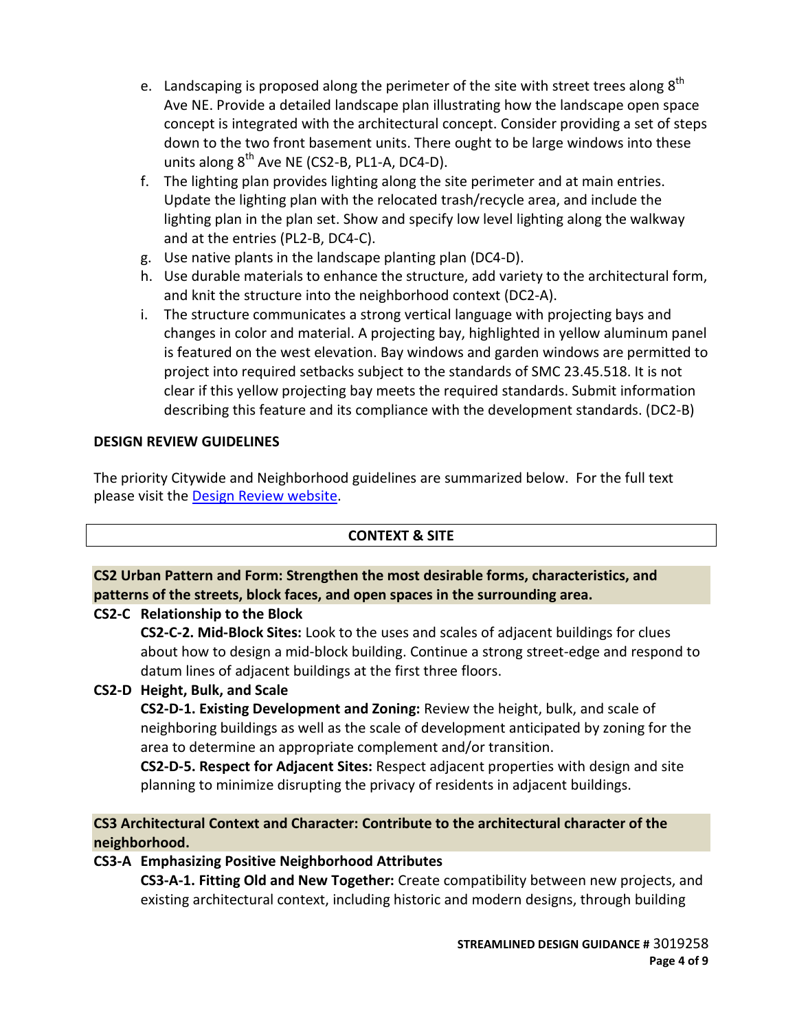e. Landscaping is proposed along the perimeter of the site with street trees along 8th Ave NE. Provide a detailed landscape plan illustrating how the landscape open space concept is integrated with the architectural concept. Consider providing a set of steps down to the two front basement units. There ought to be large windows into these units along 8th Ave NE (CS2-B, PL1-A, DC4-D).

f. The lighting plan provides lighting along the site perimeter and at main entries. Update the lighting plan with the relocated trash/recycle area, and include the lighting plan in the plan set. Show and specify low level lighting along the walkway and at the entries (PL2-B, DC4-C).

g. Use native plants in the landscape planting plan (DC4-D).

h. Use durable materials to enhance the structure, add variety to the architectural form, and knit the structure into the neighborhood context (DC2-A).

i. The structure communicates a strong vertical language with projecting bays and changes in color and material. A projecting bay, highlighted in yellow aluminum panel is featured on the west elevation. Bay windows and garden windows are permitted to project into required setbacks subject to the standards of SMC 23.45.518. It is not clear if this yellow projecting bay meets the required standards. Submit information describing this feature and its compliance with the development standards. (DC2-B)

## DESIGN REVIEW GUIDELINES

The priority Citywide and Neighborhood guidelines are summarized below. For the full text please visit the Design Review website.

## CONTEXT & SITE

### CS2 Urban Pattern and Form: Strengthen the most desirable forms, characteristics, and patterns of the streets, block faces, and open spaces in the surrounding area.

**CS2-C Relationship to the Block**

**CS2-C-2. Mid-Block Sites:** Look to the uses and scales of adjacent buildings for clues about how to design a mid-block building. Continue a strong street-edge and respond to datum lines of adjacent buildings at the first three floors.

**CS2-D Height, Bulk, and Scale**

**CS2-D-1. Existing Development and Zoning:** Review the height, bulk, and scale of neighboring buildings as well as the scale of development anticipated by zoning for the area to determine an appropriate complement and/or transition.

**CS2-D-5. Respect for Adjacent Sites:** Respect adjacent properties with design and site planning to minimize disrupting the privacy of residents in adjacent buildings.

### CS3 Architectural Context and Character: Contribute to the architectural character of the neighborhood.

**CS3-A Emphasizing Positive Neighborhood Attributes**

**CS3-A-1. Fitting Old and New Together:** Create compatibility between new projects, and existing architectural context, including historic and modern designs, through building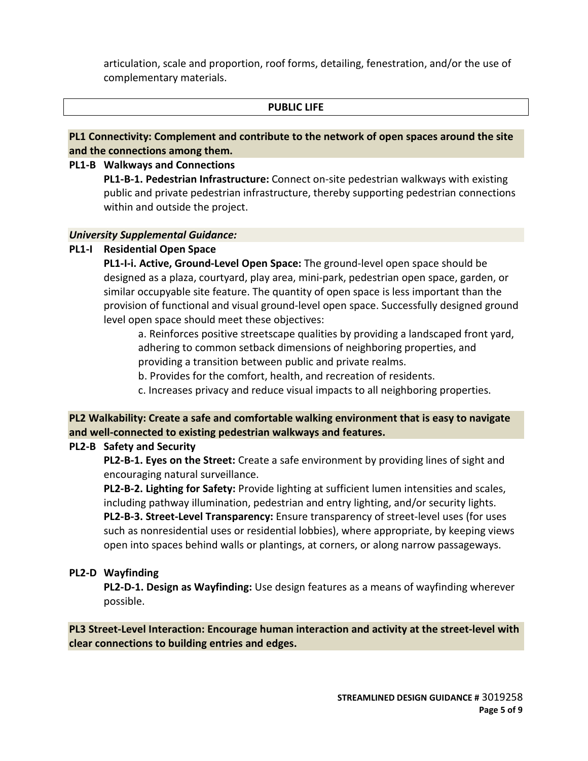articulation, scale and proportion, roof forms, detailing, fenestration, and/or the use of complementary materials.

## PUBLIC LIFE

**PL1 Connectivity: Complement and contribute to the network of open spaces around the site and the connections among them.**

**PL1-B Walkways and Connections**

**PL1-B-1. Pedestrian Infrastructure:** Connect on-site pedestrian walkways with existing public and private pedestrian infrastructure, thereby supporting pedestrian connections within and outside the project.

***University Supplemental Guidance:***

**PL1-I Residential Open Space**

**PL1-I-i. Active, Ground-Level Open Space:** The ground-level open space should be designed as a plaza, courtyard, play area, mini-park, pedestrian open space, garden, or similar occupyable site feature. The quantity of open space is less important than the provision of functional and visual ground-level open space. Successfully designed ground level open space should meet these objectives:

a. Reinforces positive streetscape qualities by providing a landscaped front yard, adhering to common setback dimensions of neighboring properties, and providing a transition between public and private realms.

b. Provides for the comfort, health, and recreation of residents.

c. Increases privacy and reduce visual impacts to all neighboring properties.

**PL2 Walkability: Create a safe and comfortable walking environment that is easy to navigate and well-connected to existing pedestrian walkways and features.**

**PL2-B Safety and Security**

**PL2-B-1. Eyes on the Street:** Create a safe environment by providing lines of sight and encouraging natural surveillance.

**PL2-B-2. Lighting for Safety:** Provide lighting at sufficient lumen intensities and scales, including pathway illumination, pedestrian and entry lighting, and/or security lights.

**PL2-B-3. Street-Level Transparency:** Ensure transparency of street-level uses (for uses such as nonresidential uses or residential lobbies), where appropriate, by keeping views open into spaces behind walls or plantings, at corners, or along narrow passageways.

**PL2-D Wayfinding**

**PL2-D-1. Design as Wayfinding:** Use design features as a means of wayfinding wherever possible.

**PL3 Street-Level Interaction: Encourage human interaction and activity at the street-level with clear connections to building entries and edges.**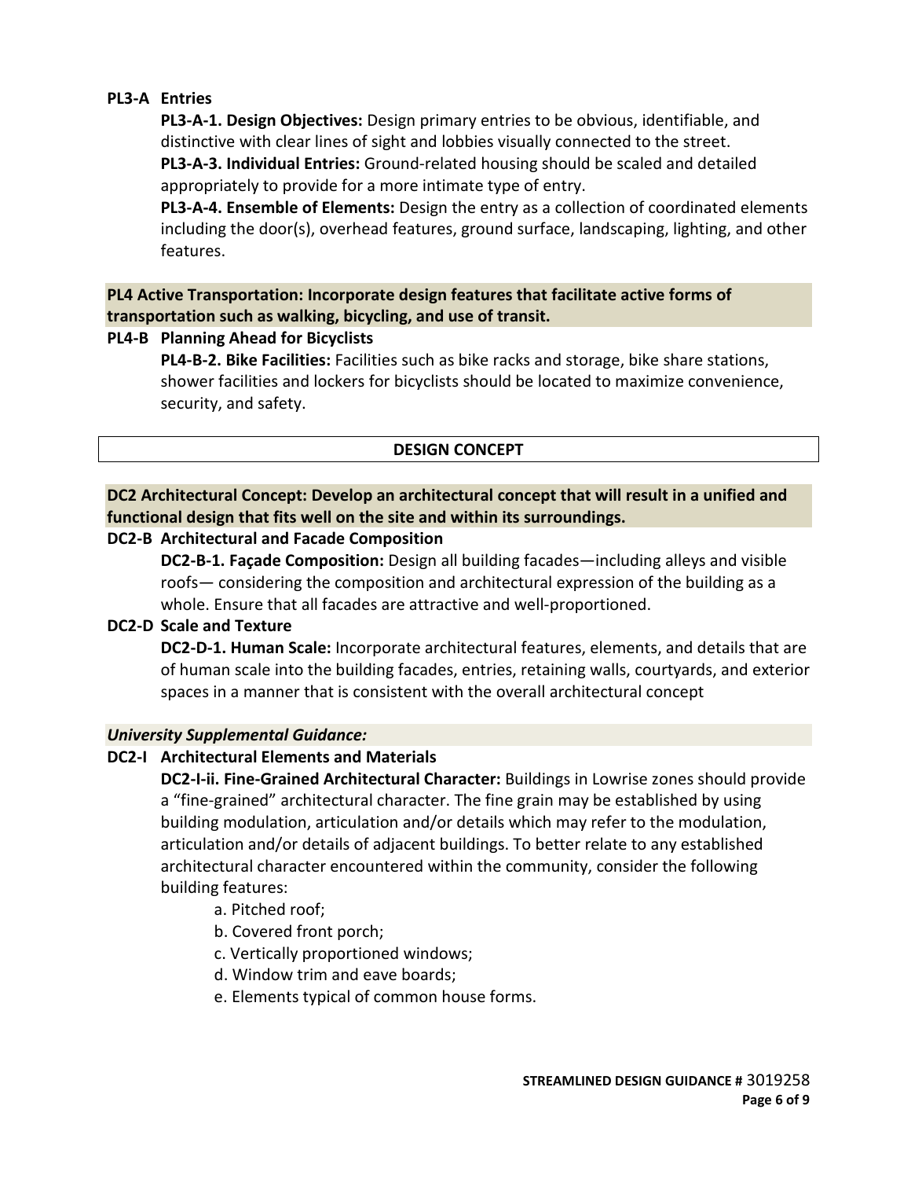**PL3-A Entries**

**PL3-A-1. Design Objectives:** Design primary entries to be obvious, identifiable, and distinctive with clear lines of sight and lobbies visually connected to the street.

**PL3-A-3. Individual Entries:** Ground-related housing should be scaled and detailed appropriately to provide for a more intimate type of entry.

**PL3-A-4. Ensemble of Elements:** Design the entry as a collection of coordinated elements including the door(s), overhead features, ground surface, landscaping, lighting, and other features.

**PL4 Active Transportation: Incorporate design features that facilitate active forms of transportation such as walking, bicycling, and use of transit.**

**PL4-B Planning Ahead for Bicyclists**

**PL4-B-2. Bike Facilities:** Facilities such as bike racks and storage, bike share stations, shower facilities and lockers for bicyclists should be located to maximize convenience, security, and safety.

## DESIGN CONCEPT

**DC2 Architectural Concept: Develop an architectural concept that will result in a unified and functional design that fits well on the site and within its surroundings.**

**DC2-B Architectural and Facade Composition**

**DC2-B-1. Façade Composition:** Design all building facades—including alleys and visible roofs— considering the composition and architectural expression of the building as a whole. Ensure that all facades are attractive and well-proportioned.

**DC2-D Scale and Texture**

**DC2-D-1. Human Scale:** Incorporate architectural features, elements, and details that are of human scale into the building facades, entries, retaining walls, courtyards, and exterior spaces in a manner that is consistent with the overall architectural concept

***University Supplemental Guidance:***

**DC2-I Architectural Elements and Materials**

**DC2-I-ii. Fine-Grained Architectural Character:** Buildings in Lowrise zones should provide a "fine-grained" architectural character. The fine grain may be established by using building modulation, articulation and/or details which may refer to the modulation, articulation and/or details of adjacent buildings. To better relate to any established architectural character encountered within the community, consider the following building features:

a. Pitched roof;
b. Covered front porch;
c. Vertically proportioned windows;
d. Window trim and eave boards;
e. Elements typical of common house forms.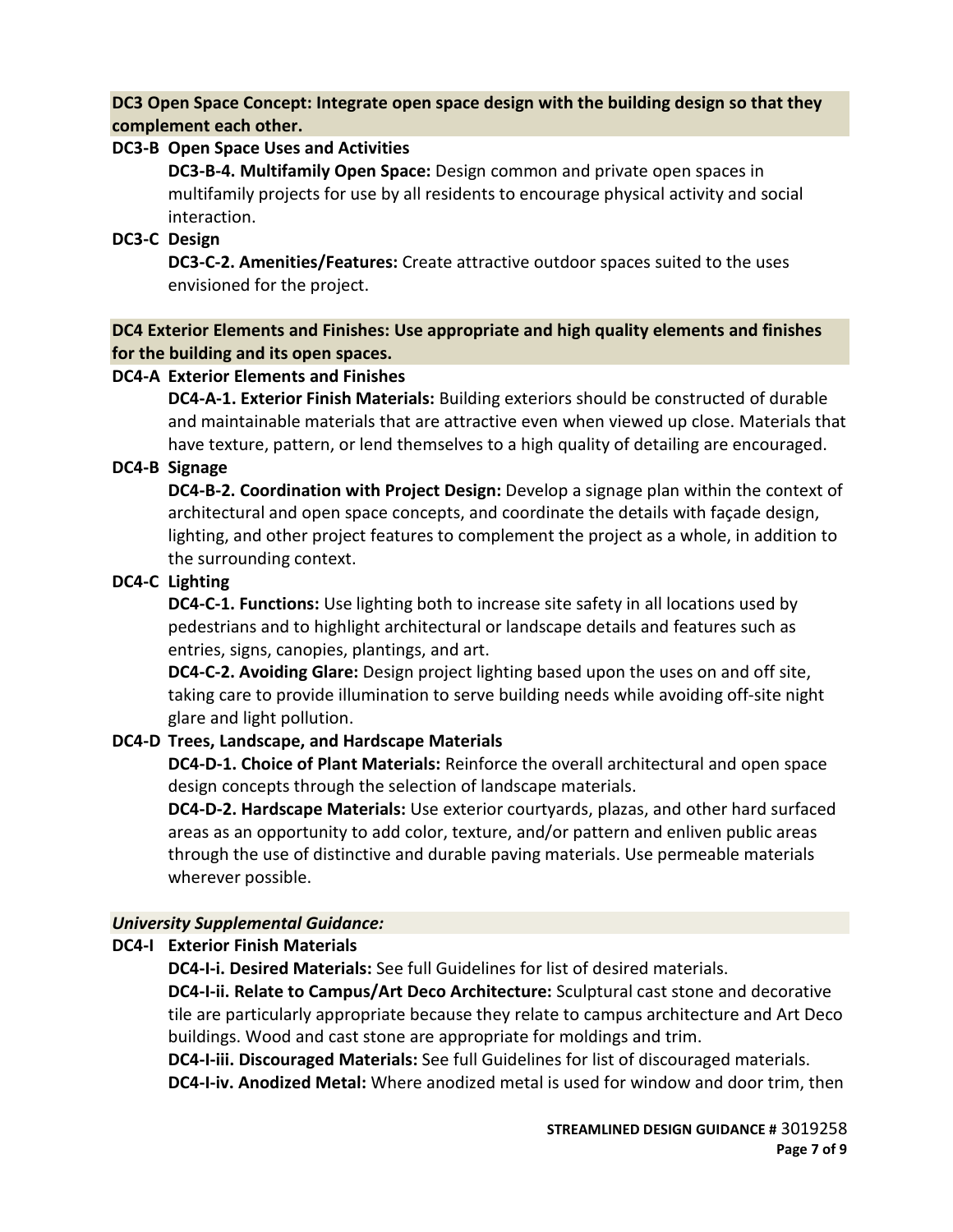**DC3 Open Space Concept: Integrate open space design with the building design so that they complement each other.**

**DC3-B Open Space Uses and Activities**

**DC3-B-4. Multifamily Open Space:** Design common and private open spaces in multifamily projects for use by all residents to encourage physical activity and social interaction.

**DC3-C Design**

**DC3-C-2. Amenities/Features:** Create attractive outdoor spaces suited to the uses envisioned for the project.

**DC4 Exterior Elements and Finishes: Use appropriate and high quality elements and finishes for the building and its open spaces.**

**DC4-A Exterior Elements and Finishes**

**DC4-A-1. Exterior Finish Materials:** Building exteriors should be constructed of durable and maintainable materials that are attractive even when viewed up close. Materials that have texture, pattern, or lend themselves to a high quality of detailing are encouraged.

**DC4-B Signage**

**DC4-B-2. Coordination with Project Design:** Develop a signage plan within the context of architectural and open space concepts, and coordinate the details with façade design, lighting, and other project features to complement the project as a whole, in addition to the surrounding context.

**DC4-C Lighting**

**DC4-C-1. Functions:** Use lighting both to increase site safety in all locations used by pedestrians and to highlight architectural or landscape details and features such as entries, signs, canopies, plantings, and art.

**DC4-C-2. Avoiding Glare:** Design project lighting based upon the uses on and off site, taking care to provide illumination to serve building needs while avoiding off-site night glare and light pollution.

**DC4-D Trees, Landscape, and Hardscape Materials**

**DC4-D-1. Choice of Plant Materials:** Reinforce the overall architectural and open space design concepts through the selection of landscape materials.

**DC4-D-2. Hardscape Materials:** Use exterior courtyards, plazas, and other hard surfaced areas as an opportunity to add color, texture, and/or pattern and enliven public areas through the use of distinctive and durable paving materials. Use permeable materials wherever possible.

***University Supplemental Guidance:***

**DC4-I Exterior Finish Materials**

**DC4-I-i. Desired Materials:** See full Guidelines for list of desired materials.

**DC4-I-ii. Relate to Campus/Art Deco Architecture:** Sculptural cast stone and decorative tile are particularly appropriate because they relate to campus architecture and Art Deco buildings. Wood and cast stone are appropriate for moldings and trim.

**DC4-I-iii. Discouraged Materials:** See full Guidelines for list of discouraged materials.

**DC4-I-iv. Anodized Metal:** Where anodized metal is used for window and door trim, then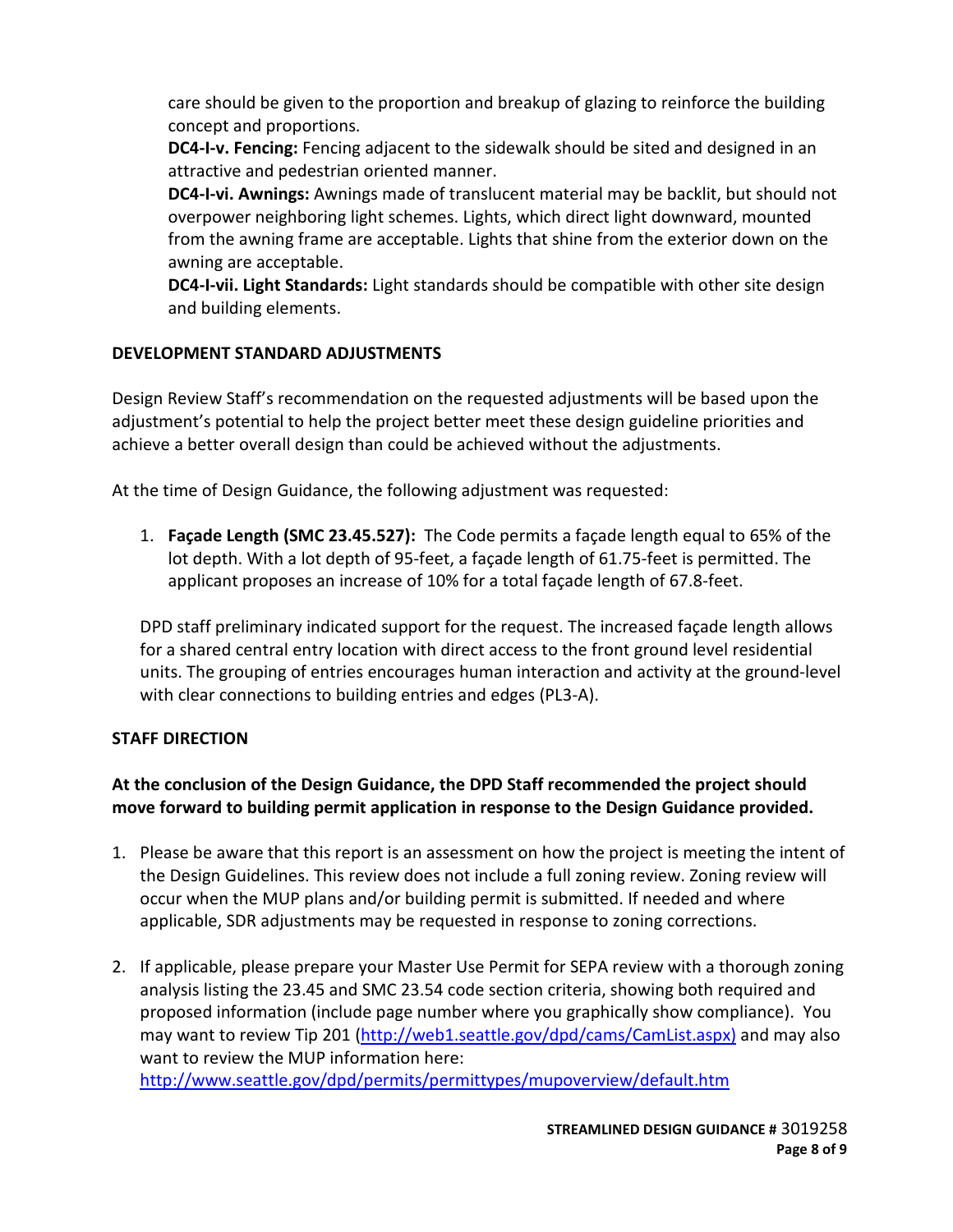care should be given to the proportion and breakup of glazing to reinforce the building concept and proportions.

**DC4-I-v. Fencing:** Fencing adjacent to the sidewalk should be sited and designed in an attractive and pedestrian oriented manner.

**DC4-I-vi. Awnings:** Awnings made of translucent material may be backlit, but should not overpower neighboring light schemes. Lights, which direct light downward, mounted from the awning frame are acceptable. Lights that shine from the exterior down on the awning are acceptable.

**DC4-I-vii. Light Standards:** Light standards should be compatible with other site design and building elements.

## DEVELOPMENT STANDARD ADJUSTMENTS

Design Review Staff's recommendation on the requested adjustments will be based upon the adjustment's potential to help the project better meet these design guideline priorities and achieve a better overall design than could be achieved without the adjustments.

At the time of Design Guidance, the following adjustment was requested:

1. **Façade Length (SMC 23.45.527):** The Code permits a façade length equal to 65% of the lot depth. With a lot depth of 95-feet, a façade length of 61.75-feet is permitted. The applicant proposes an increase of 10% for a total façade length of 67.8-feet.

   DPD staff preliminary indicated support for the request. The increased façade length allows for a shared central entry location with direct access to the front ground level residential units. The grouping of entries encourages human interaction and activity at the ground-level with clear connections to building entries and edges (PL3-A).

## STAFF DIRECTION

**At the conclusion of the Design Guidance, the DPD Staff recommended the project should move forward to building permit application in response to the Design Guidance provided.**

1. Please be aware that this report is an assessment on how the project is meeting the intent of the Design Guidelines. This review does not include a full zoning review. Zoning review will occur when the MUP plans and/or building permit is submitted. If needed and where applicable, SDR adjustments may be requested in response to zoning corrections.

2. If applicable, please prepare your Master Use Permit for SEPA review with a thorough zoning analysis listing the 23.45 and SMC 23.54 code section criteria, showing both required and proposed information (include page number where you graphically show compliance). You may want to review Tip 201 (http://web1.seattle.gov/dpd/cams/CamList.aspx) and may also want to review the MUP information here: http://www.seattle.gov/dpd/permits/permittypes/mupoverview/default.htm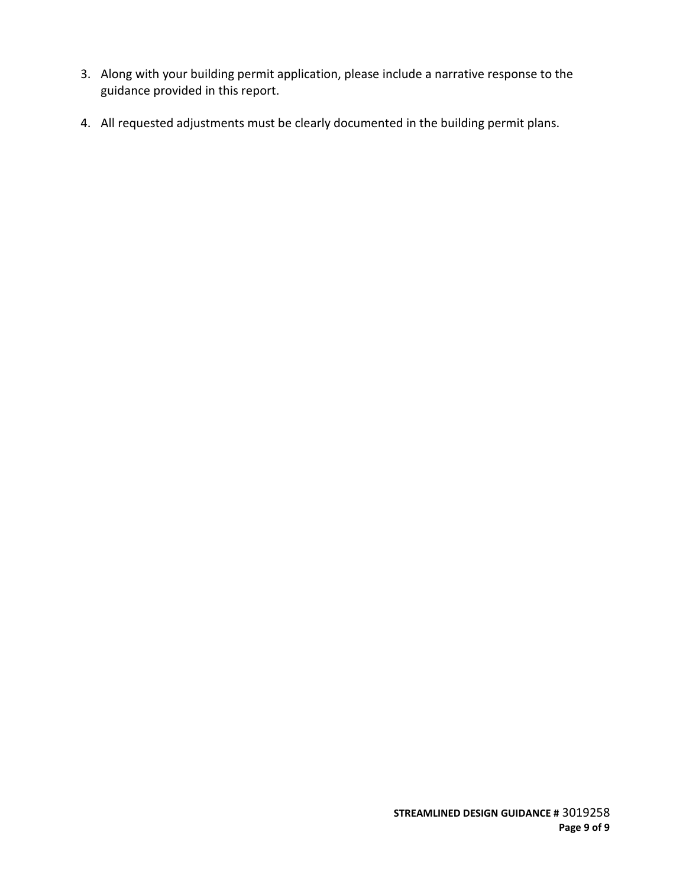3. Along with your building permit application, please include a narrative response to the guidance provided in this report.

4. All requested adjustments must be clearly documented in the building permit plans.